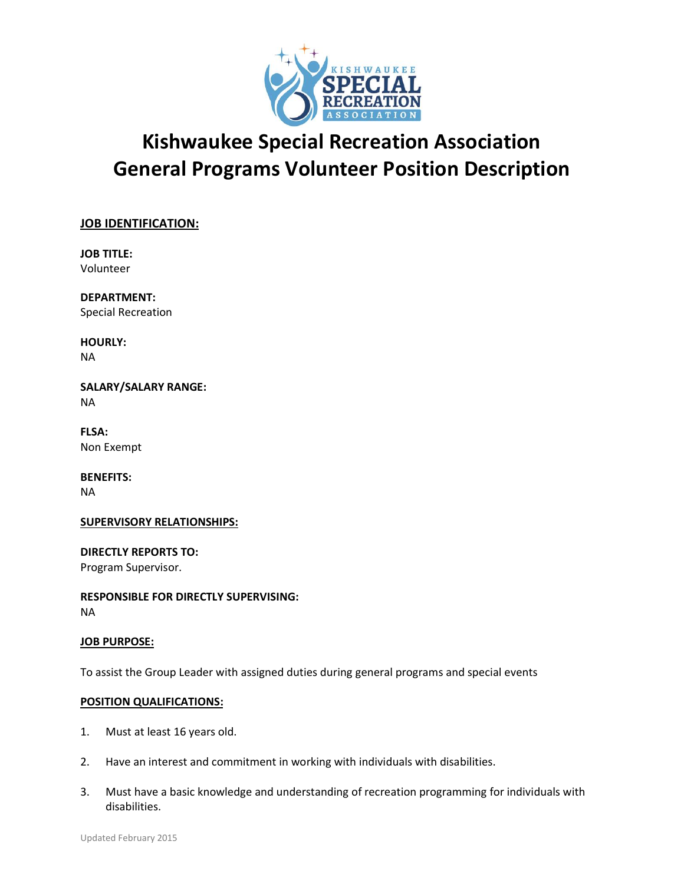# Kishwaukee Special Recreation Association
# General Programs Volunteer Position Description

**JOB IDENTIFICATION:**

**JOB TITLE:**
Volunteer

**DEPARTMENT:**
Special Recreation

**HOURLY:**
NA

**SALARY/SALARY RANGE:**
NA

**FLSA:**
Non Exempt

**BENEFITS:**
NA

**SUPERVISORY RELATIONSHIPS:**

**DIRECTLY REPORTS TO:**
Program Supervisor.

**RESPONSIBLE FOR DIRECTLY SUPERVISING:**
NA

**JOB PURPOSE:**

To assist the Group Leader with assigned duties during general programs and special events

**POSITION QUALIFICATIONS:**

1. Must at least 16 years old.
2. Have an interest and commitment in working with individuals with disabilities.
3. Must have a basic knowledge and understanding of recreation programming for individuals with disabilities.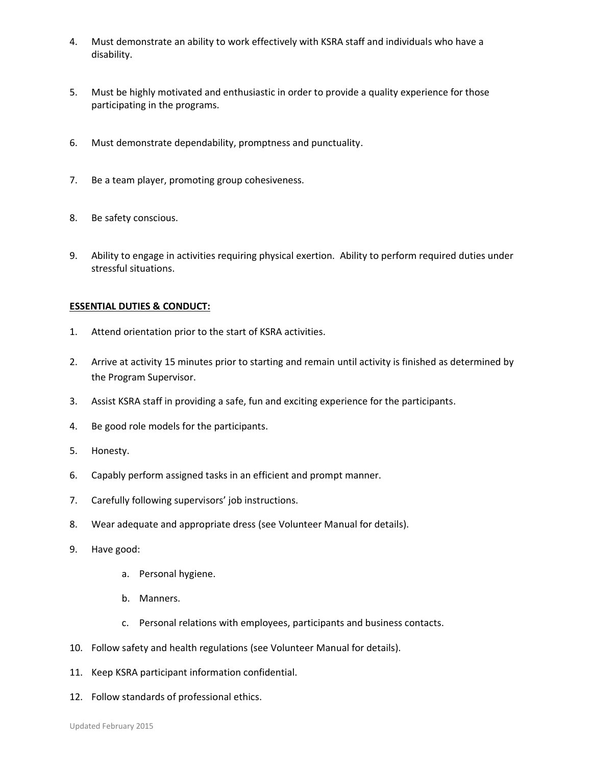4. Must demonstrate an ability to work effectively with KSRA staff and individuals who have a disability.

5. Must be highly motivated and enthusiastic in order to provide a quality experience for those participating in the programs.

6. Must demonstrate dependability, promptness and punctuality.

7. Be a team player, promoting group cohesiveness.

8. Be safety conscious.

9. Ability to engage in activities requiring physical exertion. Ability to perform required duties under stressful situations.

**ESSENTIAL DUTIES & CONDUCT:**

1. Attend orientation prior to the start of KSRA activities.
2. Arrive at activity 15 minutes prior to starting and remain until activity is finished as determined by the Program Supervisor.
3. Assist KSRA staff in providing a safe, fun and exciting experience for the participants.
4. Be good role models for the participants.
5. Honesty.
6. Capably perform assigned tasks in an efficient and prompt manner.
7. Carefully following supervisors' job instructions.
8. Wear adequate and appropriate dress (see Volunteer Manual for details).
9. Have good:
    a. Personal hygiene.
    b. Manners.
    c. Personal relations with employees, participants and business contacts.
10. Follow safety and health regulations (see Volunteer Manual for details).
11. Keep KSRA participant information confidential.
12. Follow standards of professional ethics.

Updated February 2015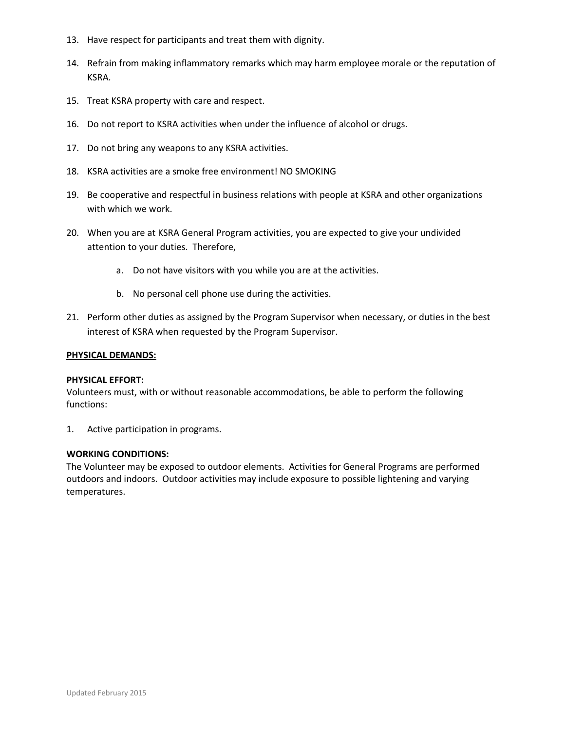13. Have respect for participants and treat them with dignity.

14. Refrain from making inflammatory remarks which may harm employee morale or the reputation of KSRA.

15. Treat KSRA property with care and respect.

16. Do not report to KSRA activities when under the influence of alcohol or drugs.

17. Do not bring any weapons to any KSRA activities.

18. KSRA activities are a smoke free environment! NO SMOKING

19. Be cooperative and respectful in business relations with people at KSRA and other organizations with which we work.

20. When you are at KSRA General Program activities, you are expected to give your undivided attention to your duties. Therefore,

    a. Do not have visitors with you while you are at the activities.

    b. No personal cell phone use during the activities.

21. Perform other duties as assigned by the Program Supervisor when necessary, or duties in the best interest of KSRA when requested by the Program Supervisor.

<u>**PHYSICAL DEMANDS:**</u>

**PHYSICAL EFFORT:**
Volunteers must, with or without reasonable accommodations, be able to perform the following functions:

1. Active participation in programs.

**WORKING CONDITIONS:**
The Volunteer may be exposed to outdoor elements. Activities for General Programs are performed outdoors and indoors. Outdoor activities may include exposure to possible lightening and varying temperatures.

Updated February 2015